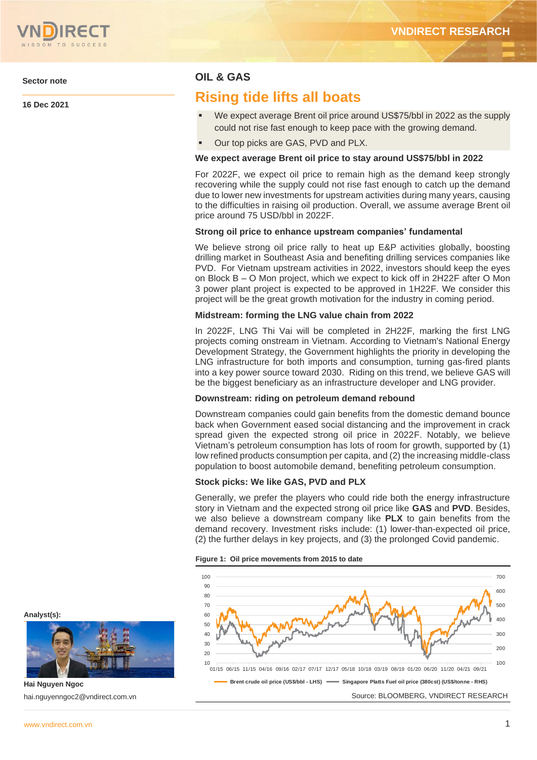Sector note

16 Dec 2021

# OIL & GAS

## Rising tide lifts all boats

- We expect average Brent oil price around US$75/bbl in 2022 as the supply could not rise fast enough to keep pace with the growing demand.
- Our top picks are GAS, PVD and PLX.

### We expect average Brent oil price to stay around US$75/bbl in 2022

For 2022F, we expect oil price to remain high as the demand keep strongly recovering while the supply could not rise fast enough to catch up the demand due to lower new investments for upstream activities during many years, causing to the difficulties in raising oil production. Overall, we assume average Brent oil price around 75 USD/bbl in 2022F.

### Strong oil price to enhance upstream companies' fundamental

We believe strong oil price rally to heat up E&P activities globally, boosting drilling market in Southeast Asia and benefiting drilling services companies like PVD. For Vietnam upstream activities in 2022, investors should keep the eyes on Block B – O Mon project, which we expect to kick off in 2H22F after O Mon 3 power plant project is expected to be approved in 1H22F. We consider this project will be the great growth motivation for the industry in coming period.

### Midstream: forming the LNG value chain from 2022

In 2022F, LNG Thi Vai will be completed in 2H22F, marking the first LNG projects coming onstream in Vietnam. According to Vietnam's National Energy Development Strategy, the Government highlights the priority in developing the LNG infrastructure for both imports and consumption, turning gas-fired plants into a key power source toward 2030. Riding on this trend, we believe GAS will be the biggest beneficiary as an infrastructure developer and LNG provider.

### Downstream: riding on petroleum demand rebound

Downstream companies could gain benefits from the domestic demand bounce back when Government eased social distancing and the improvement in crack spread given the expected strong oil price in 2022F. Notably, we believe Vietnam's petroleum consumption has lots of room for growth, supported by (1) low refined products consumption per capita, and (2) the increasing middle-class population to boost automobile demand, benefiting petroleum consumption.

### Stock picks: We like GAS, PVD and PLX

Generally, we prefer the players who could ride both the energy infrastructure story in Vietnam and the expected strong oil price like **GAS** and **PVD**. Besides, we also believe a downstream company like **PLX** to gain benefits from the demand recovery. Investment risks include: (1) lower-than-expected oil price, (2) the further delays in key projects, and (3) the prolonged Covid pandemic.

**Figure 1: Oil price movements from 2015 to date**

Brent crude oil price (US$/bbl - LHS) — Singapore Platts Fuel oil price (380cst) (US$/tonne - RHS)

Source: BLOOMBERG, VNDIRECT RESEARCH

Analyst(s):

Hai Nguyen Ngoc

hai.nguyenngoc2@vndirect.com.vn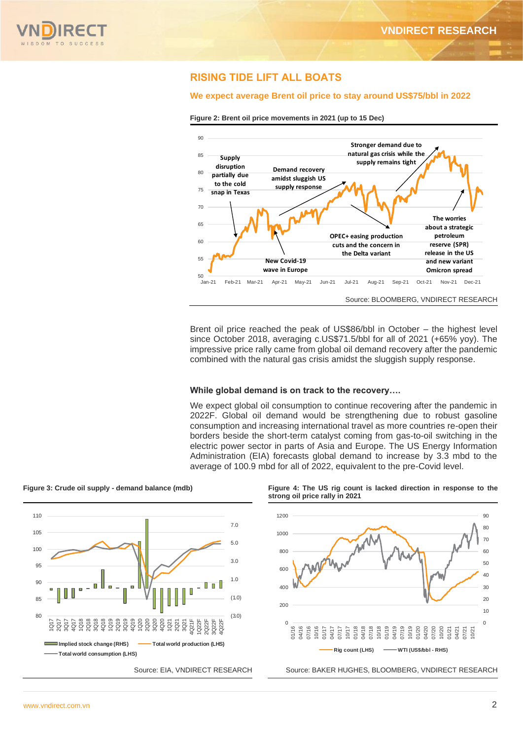## RISING TIDE LIFT ALL BOATS

### We expect average Brent oil price to stay around US$75/bbl in 2022

**Figure 2: Brent oil price movements in 2021 (up to 15 Dec)**

Source: BLOOMBERG, VNDIRECT RESEARCH

Brent oil price reached the peak of US$86/bbl in October – the highest level since October 2018, averaging c.US$71.5/bbl for all of 2021 (+65% yoy). The impressive price rally came from global oil demand recovery after the pandemic combined with the natural gas crisis amidst the sluggish supply response.

### While global demand is on track to the recovery….

We expect global oil consumption to continue recovering after the pandemic in 2022F. Global oil demand would be strengthening due to robust gasoline consumption and increasing international travel as more countries re-open their borders beside the short-term catalyst coming from gas-to-oil switching in the electric power sector in parts of Asia and Europe. The US Energy Information Administration (EIA) forecasts global demand to increase by 3.3 mbd to the average of 100.9 mbd for all of 2022, equivalent to the pre-Covid level.

**Figure 3: Crude oil supply - demand balance (mdb)**

Source: EIA, VNDIRECT RESEARCH

**Figure 4: The US rig count is lacked direction in response to the strong oil price rally in 2021**

Source: BAKER HUGHES, BLOOMBERG, VNDIRECT RESEARCH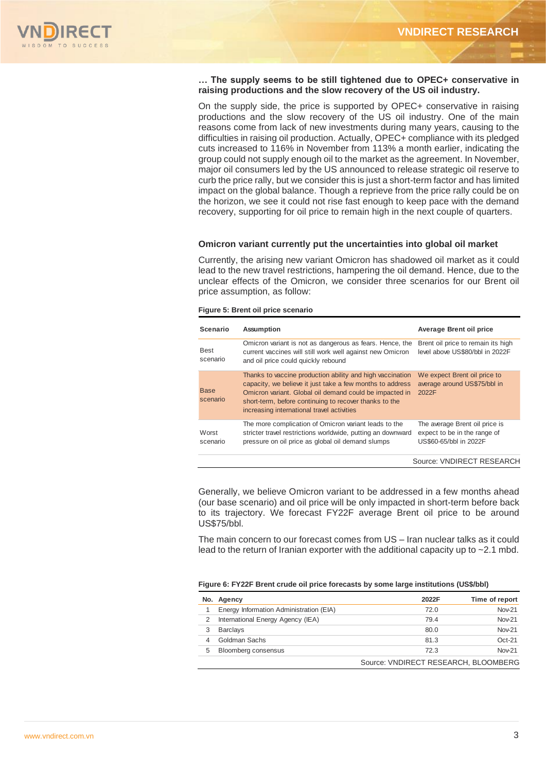**… The supply seems to be still tightened due to OPEC+ conservative in raising productions and the slow recovery of the US oil industry.**

On the supply side, the price is supported by OPEC+ conservative in raising productions and the slow recovery of the US oil industry. One of the main reasons come from lack of new investments during many years, causing to the difficulties in raising oil production. Actually, OPEC+ compliance with its pledged cuts increased to 116% in November from 113% a month earlier, indicating the group could not supply enough oil to the market as the agreement. In November, major oil consumers led by the US announced to release strategic oil reserve to curb the price rally, but we consider this is just a short-term factor and has limited impact on the global balance. Though a reprieve from the price rally could be on the horizon, we see it could not rise fast enough to keep pace with the demand recovery, supporting for oil price to remain high in the next couple of quarters.

**Omicron variant currently put the uncertainties into global oil market**

Currently, the arising new variant Omicron has shadowed oil market as it could lead to the new travel restrictions, hampering the oil demand. Hence, due to the unclear effects of the Omicron, we consider three scenarios for our Brent oil price assumption, as follow:

**Figure 5: Brent oil price scenario**

| Scenario | Assumption | Average Brent oil price |
|---|---|---|
| Best scenario | Omicron variant is not as dangerous as fears. Hence, the current vaccines will still work well against new Omicron and oil price could quickly rebound | Brent oil price to remain its high level above US$80/bbl in 2022F |
| Base scenario | Thanks to vaccine production ability and high vaccination capacity, we believe it just take a few months to address Omicron variant. Global oil demand could be impacted in short-term, before continuing to recover thanks to the increasing international travel activities | We expect Brent oil price to average around US$75/bbl in 2022F |
| Worst scenario | The more complication of Omicron variant leads to the stricter travel restrictions worldwide, putting an downward pressure on oil price as global oil demand slumps | The average Brent oil price is expect to be in the range of US$60-65/bbl in 2022F |

Source: VNDIRECT RESEARCH

Generally, we believe Omicron variant to be addressed in a few months ahead (our base scenario) and oil price will be only impacted in short-term before back to its trajectory. We forecast FY22F average Brent oil price to be around US$75/bbl.

The main concern to our forecast comes from US – Iran nuclear talks as it could lead to the return of Iranian exporter with the additional capacity up to ~2.1 mbd.

**Figure 6: FY22F Brent crude oil price forecasts by some large institutions (US$/bbl)**

| No. | Agency | 2022F | Time of report |
|---|---|---|---|
| 1 | Energy Information Administration (EIA) | 72.0 | Nov-21 |
| 2 | International Energy Agency (IEA) | 79.4 | Nov-21 |
| 3 | Barclays | 80.0 | Nov-21 |
| 4 | Goldman Sachs | 81.3 | Oct-21 |
| 5 | Bloomberg consensus | 72.3 | Nov-21 |

Source: VNDIRECT RESEARCH, BLOOMBERG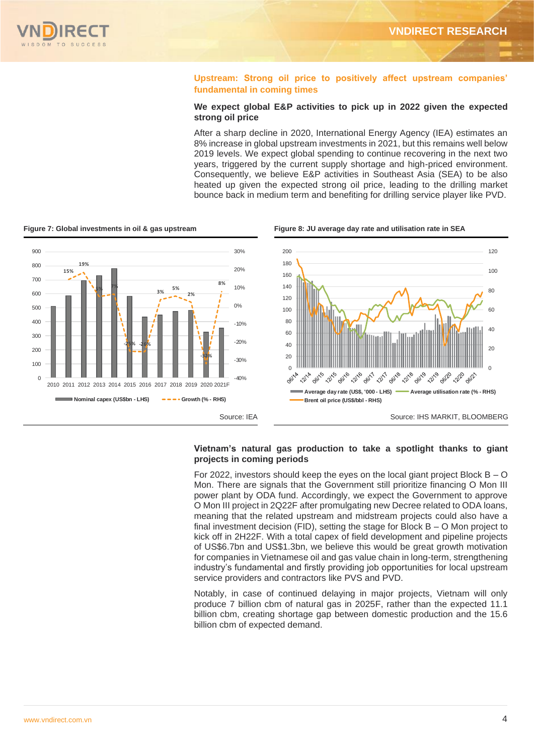## Upstream: Strong oil price to positively affect upstream companies' fundamental in coming times

### We expect global E&P activities to pick up in 2022 given the expected strong oil price

After a sharp decline in 2020, International Energy Agency (IEA) estimates an 8% increase in global upstream investments in 2021, but this remains well below 2019 levels. We expect global spending to continue recovering in the next two years, triggered by the current supply shortage and high-priced environment. Consequently, we believe E&P activities in Southeast Asia (SEA) to be also heated up given the expected strong oil price, leading to the drilling market bounce back in medium term and benefiting for drilling service player like PVD.

**Figure 7: Global investments in oil & gas upstream**

Source: IEA

**Figure 8: JU average day rate and utilisation rate in SEA**

Source: IHS MARKIT, BLOOMBERG

### Vietnam's natural gas production to take a spotlight thanks to giant projects in coming periods

For 2022, investors should keep the eyes on the local giant project Block B – O Mon. There are signals that the Government still prioritize financing O Mon III power plant by ODA fund. Accordingly, we expect the Government to approve O Mon III project in 2Q22F after promulgating new Decree related to ODA loans, meaning that the related upstream and midstream projects could also have a final investment decision (FID), setting the stage for Block B – O Mon project to kick off in 2H22F. With a total capex of field development and pipeline projects of US$6.7bn and US$1.3bn, we believe this would be great growth motivation for companies in Vietnamese oil and gas value chain in long-term, strengthening industry's fundamental and firstly providing job opportunities for local upstream service providers and contractors like PVS and PVD.

Notably, in case of continued delaying in major projects, Vietnam will only produce 7 billion cbm of natural gas in 2025F, rather than the expected 11.1 billion cbm, creating shortage gap between domestic production and the 15.6 billion cbm of expected demand.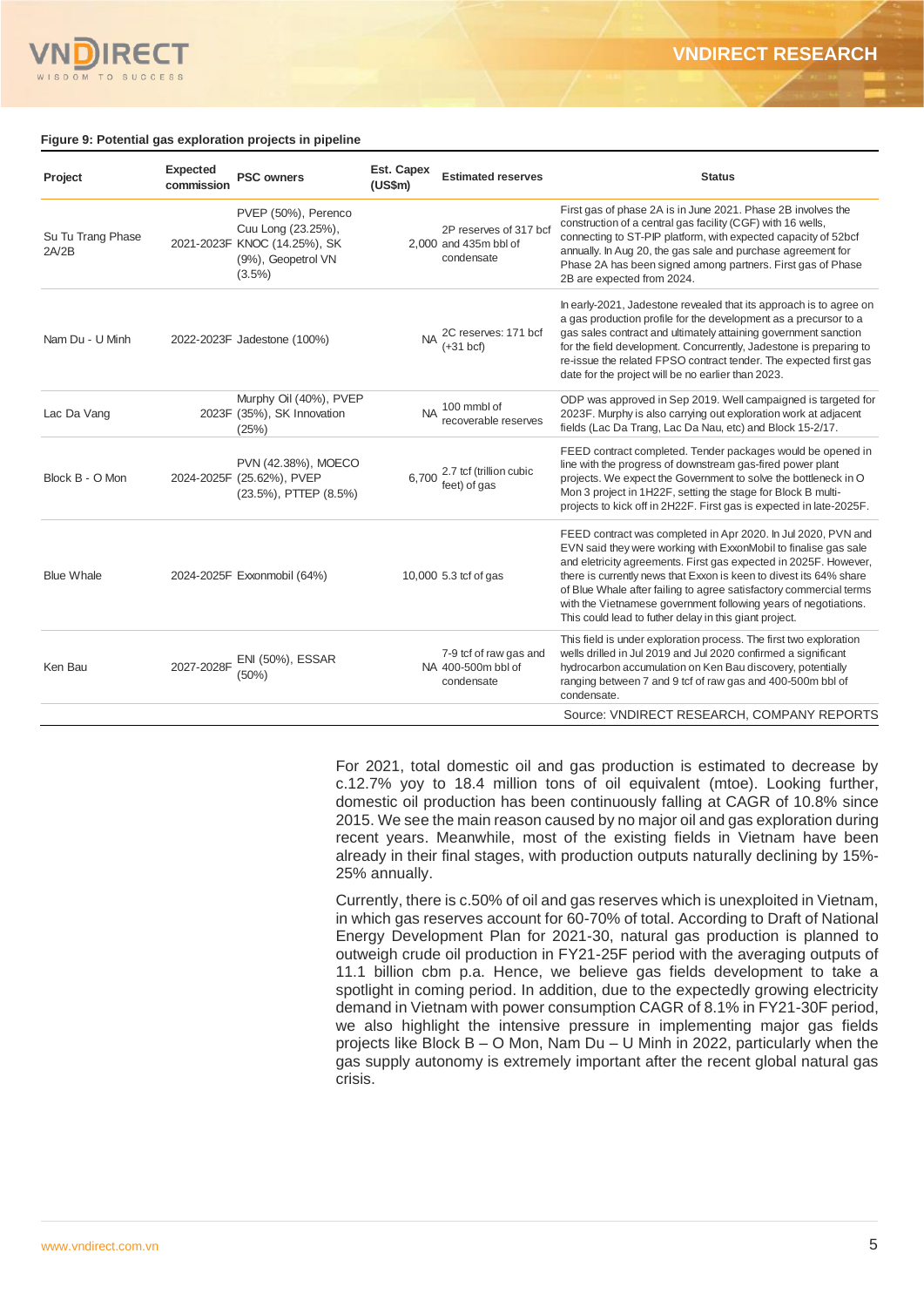**Figure 9: Potential gas exploration projects in pipeline**

| Project | Expected commission | PSC owners | Est. Capex (US$m) | Estimated reserves | Status |
|---|---|---|---|---|---|
| Su Tu Trang Phase 2A/2B | 2021-2023F | PVEP (50%), Perenco Cuu Long (23.25%), KNOC (14.25%), SK (9%), Geopetrol VN (3.5%) | 2,000 | 2P reserves of 317 bcf and 435m bbl of condensate | First gas of phase 2A is in June 2021. Phase 2B involves the construction of a central gas facility (CGF) with 16 wells, connecting to ST-PIP platform, with expected capacity of 52bcf annually. In Aug 20, the gas sale and purchase agreement for Phase 2A has been signed among partners. First gas of Phase 2B are expected from 2024. |
| Nam Du - U Minh | 2022-2023F | Jadestone (100%) | NA | 2C reserves: 171 bcf (+31 bcf) | In early-2021, Jadestone revealed that its approach is to agree on a gas production profile for the development as a precursor to a gas sales contract and ultimately attaining government sanction for the field development. Concurrently, Jadestone is preparing to re-issue the related FPSO contract tender. The expected first gas date for the project will be no earlier than 2023. |
| Lac Da Vang | 2023F | Murphy Oil (40%), PVEP (35%), SK Innovation (25%) | NA | 100 mmbl of recoverable reserves | ODP was approved in Sep 2019. Well campaigned is targeted for 2023F. Murphy is also carrying out exploration work at adjacent fields (Lac Da Trang, Lac Da Nau, etc) and Block 15-2/17. |
| Block B - O Mon | 2024-2025F | PVN (42.38%), MOECO (25.62%), PVEP (23.5%), PTTEP (8.5%) | 6,700 | 2.7 tcf (trillion cubic feet) of gas | FEED contract completed. Tender packages would be opened in line with the progress of downstream gas-fired power plant projects. We expect the Government to solve the bottleneck in O Mon 3 project in 1H22F, setting the stage for Block B multi-projects to kick off in 2H22F. First gas is expected in late-2025F. |
| Blue Whale | 2024-2025F | Exxonmobil (64%) | 10,000 | 5.3 tcf of gas | FEED contract was completed in Apr 2020. In Jul 2020, PVN and EVN said they were working with ExxonMobil to finalise gas sale and eletricity agreements. First gas expected in 2025F. However, there is currently news that Exxon is keen to divest its 64% share of Blue Whale after failing to agree satisfactory commercial terms with the Vietnamese government following years of negotiations. This could lead to futher delay in this giant project. |
| Ken Bau | 2027-2028F | ENI (50%), ESSAR (50%) | NA | 7-9 tcf of raw gas and 400-500m bbl of condensate | This field is under exploration process. The first two exploration wells drilled in Jul 2019 and Jul 2020 confirmed a significant hydrocarbon accumulation on Ken Bau discovery, potentially ranging between 7 and 9 tcf of raw gas and 400-500m bbl of condensate. |

Source: VNDIRECT RESEARCH, COMPANY REPORTS

For 2021, total domestic oil and gas production is estimated to decrease by c.12.7% yoy to 18.4 million tons of oil equivalent (mtoe). Looking further, domestic oil production has been continuously falling at CAGR of 10.8% since 2015. We see the main reason caused by no major oil and gas exploration during recent years. Meanwhile, most of the existing fields in Vietnam have been already in their final stages, with production outputs naturally declining by 15%-25% annually.

Currently, there is c.50% of oil and gas reserves which is unexploited in Vietnam, in which gas reserves account for 60-70% of total. According to Draft of National Energy Development Plan for 2021-30, natural gas production is planned to outweigh crude oil production in FY21-25F period with the averaging outputs of 11.1 billion cbm p.a. Hence, we believe gas fields development to take a spotlight in coming period. In addition, due to the expectedly growing electricity demand in Vietnam with power consumption CAGR of 8.1% in FY21-30F period, we also highlight the intensive pressure in implementing major gas fields projects like Block B – O Mon, Nam Du – U Minh in 2022, particularly when the gas supply autonomy is extremely important after the recent global natural gas crisis.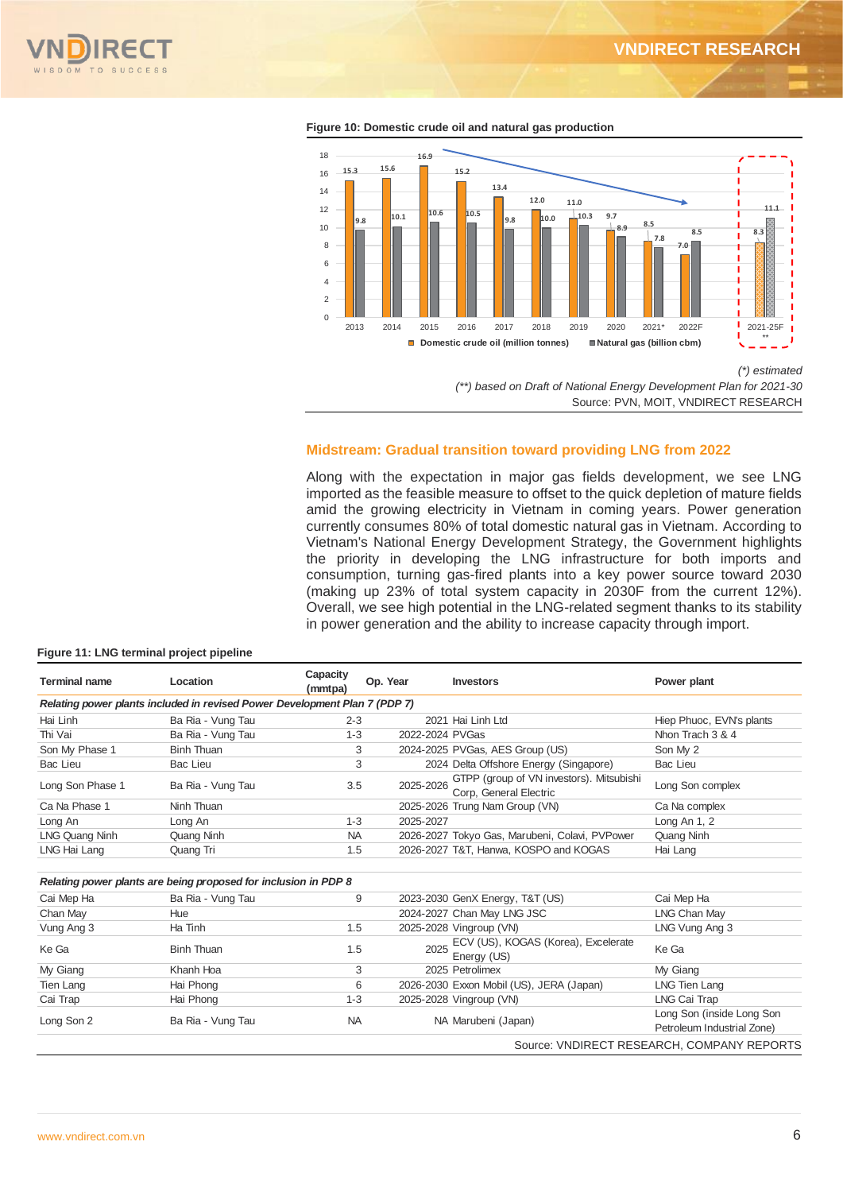**Figure 10: Domestic crude oil and natural gas production**

| Year | Domestic crude oil (million tonnes) | Natural gas (billion cbm) |
|---|---|---|
| 2013 | 15.3 | 9.8 |
| 2014 | 15.6 | 10.1 |
| 2015 | 16.9 | 10.6 |
| 2016 | 15.2 | 10.5 |
| 2017 | 13.4 | 9.8 |
| 2018 | 12.0 | 10.0 |
| 2019 | 11.0 | 10.3 |
| 2020 | 9.7 | 8.9 |
| 2021* | 8.5 | 7.8 |
| 2022F | 7.0 | 8.5 |
| 2021-25F ** | 8.3 | 11.1 |

*(\*) estimated*

*(\*\*) based on Draft of National Energy Development Plan for 2021-30*

Source: PVN, MOIT, VNDIRECT RESEARCH

## Midstream: Gradual transition toward providing LNG from 2022

Along with the expectation in major gas fields development, we see LNG imported as the feasible measure to offset to the quick depletion of mature fields amid the growing electricity in Vietnam in coming years. Power generation currently consumes 80% of total domestic natural gas in Vietnam. According to Vietnam's National Energy Development Strategy, the Government highlights the priority in developing the LNG infrastructure for both imports and consumption, turning gas-fired plants into a key power source toward 2030 (making up 23% of total system capacity in 2030F from the current 12%). Overall, we see high potential in the LNG-related segment thanks to its stability in power generation and the ability to increase capacity through import.

**Figure 11: LNG terminal project pipeline**

| Terminal name | Location | Capacity (mmtpa) | Op. Year | Investors | Power plant |
|---|---|---|---|---|---|
| *Relating power plants included in revised Power Development Plan 7 (PDP 7)* | | | | | |
| Hai Linh | Ba Ria - Vung Tau | 2-3 | 2021 | Hai Linh Ltd | Hiep Phuoc, EVN's plants |
| Thi Vai | Ba Ria - Vung Tau | 1-3 | 2022-2024 | PVGas | Nhon Trach 3 & 4 |
| Son My Phase 1 | Binh Thuan | 3 | 2024-2025 | PVGas, AES Group (US) | Son My 2 |
| Bac Lieu | Bac Lieu | 3 | 2024 | Delta Offshore Energy (Singapore) | Bac Lieu |
| Long Son Phase 1 | Ba Ria - Vung Tau | 3.5 | 2025-2026 | GTPP (group of VN investors). Mitsubishi Corp, General Electric | Long Son complex |
| Ca Na Phase 1 | Ninh Thuan | | 2025-2026 | Trung Nam Group (VN) | Ca Na complex |
| Long An | Long An | 1-3 | 2025-2027 | | Long An 1, 2 |
| LNG Quang Ninh | Quang Ninh | NA | 2026-2027 | Tokyo Gas, Marubeni, Colavi, PVPower | Quang Ninh |
| LNG Hai Lang | Quang Tri | 1.5 | 2026-2027 | T&T, Hanwa, KOSPO and KOGAS | Hai Lang |
| *Relating power plants are being proposed for inclusion in PDP 8* | | | | | |
| Cai Mep Ha | Ba Ria - Vung Tau | 9 | 2023-2030 | GenX Energy, T&T (US) | Cai Mep Ha |
| Chan May | Hue | | 2024-2027 | Chan May LNG JSC | LNG Chan May |
| Vung Ang 3 | Ha Tinh | 1.5 | 2025-2028 | Vingroup (VN) | LNG Vung Ang 3 |
| Ke Ga | Binh Thuan | 1.5 | 2025 | ECV (US), KOGAS (Korea), Excelerate Energy (US) | Ke Ga |
| My Giang | Khanh Hoa | 3 | 2025 | Petrolimex | My Giang |
| Tien Lang | Hai Phong | 6 | 2026-2030 | Exxon Mobil (US), JERA (Japan) | LNG Tien Lang |
| Cai Trap | Hai Phong | 1-3 | 2025-2028 | Vingroup (VN) | LNG Cai Trap |
| Long Son 2 | Ba Ria - Vung Tau | NA | NA | Marubeni (Japan) | Long Son (inside Long Son Petroleum Industrial Zone) |

Source: VNDIRECT RESEARCH, COMPANY REPORTS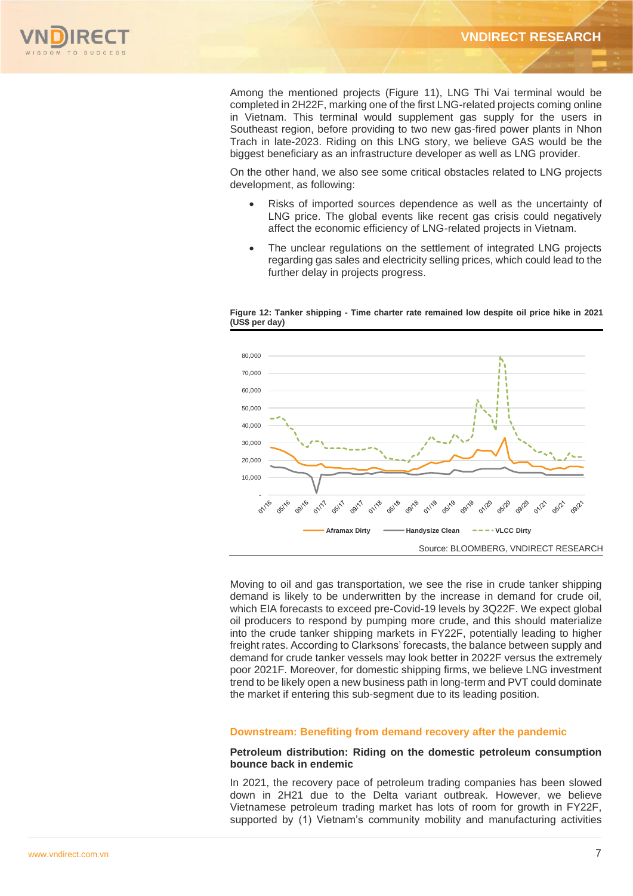Among the mentioned projects (Figure 11), LNG Thi Vai terminal would be completed in 2H22F, marking one of the first LNG-related projects coming online in Vietnam. This terminal would supplement gas supply for the users in Southeast region, before providing to two new gas-fired power plants in Nhon Trach in late-2023. Riding on this LNG story, we believe GAS would be the biggest beneficiary as an infrastructure developer as well as LNG provider.

On the other hand, we also see some critical obstacles related to LNG projects development, as following:

- Risks of imported sources dependence as well as the uncertainty of LNG price. The global events like recent gas crisis could negatively affect the economic efficiency of LNG-related projects in Vietnam.
- The unclear regulations on the settlement of integrated LNG projects regarding gas sales and electricity selling prices, which could lead to the further delay in projects progress.

**Figure 12: Tanker shipping - Time charter rate remained low despite oil price hike in 2021 (US$ per day)**

Source: BLOOMBERG, VNDIRECT RESEARCH

Moving to oil and gas transportation, we see the rise in crude tanker shipping demand is likely to be underwritten by the increase in demand for crude oil, which EIA forecasts to exceed pre-Covid-19 levels by 3Q22F. We expect global oil producers to respond by pumping more crude, and this should materialize into the crude tanker shipping markets in FY22F, potentially leading to higher freight rates. According to Clarksons' forecasts, the balance between supply and demand for crude tanker vessels may look better in 2022F versus the extremely poor 2021F. Moreover, for domestic shipping firms, we believe LNG investment trend to be likely open a new business path in long-term and PVT could dominate the market if entering this sub-segment due to its leading position.

## Downstream: Benefiting from demand recovery after the pandemic

### Petroleum distribution: Riding on the domestic petroleum consumption bounce back in endemic

In 2021, the recovery pace of petroleum trading companies has been slowed down in 2H21 due to the Delta variant outbreak. However, we believe Vietnamese petroleum trading market has lots of room for growth in FY22F, supported by (1) Vietnam's community mobility and manufacturing activities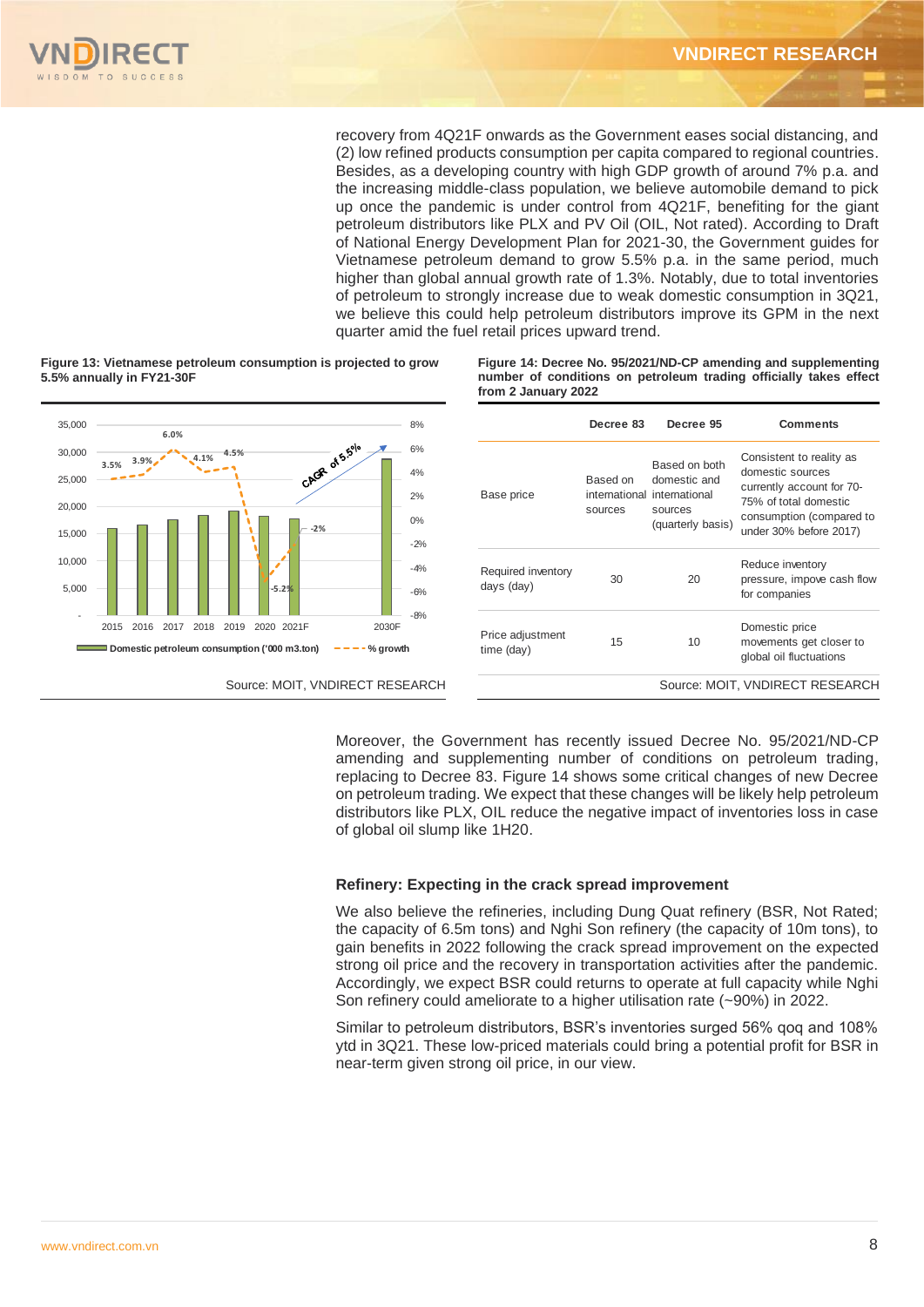recovery from 4Q21F onwards as the Government eases social distancing, and (2) low refined products consumption per capita compared to regional countries. Besides, as a developing country with high GDP growth of around 7% p.a. and the increasing middle-class population, we believe automobile demand to pick up once the pandemic is under control from 4Q21F, benefiting for the giant petroleum distributors like PLX and PV Oil (OIL, Not rated). According to Draft of National Energy Development Plan for 2021-30, the Government guides for Vietnamese petroleum demand to grow 5.5% p.a. in the same period, much higher than global annual growth rate of 1.3%. Notably, due to total inventories of petroleum to strongly increase due to weak domestic consumption in 3Q21, we believe this could help petroleum distributors improve its GPM in the next quarter amid the fuel retail prices upward trend.

**Figure 13: Vietnamese petroleum consumption is projected to grow 5.5% annually in FY21-30F**

Source: MOIT, VNDIRECT RESEARCH

**Figure 14: Decree No. 95/2021/ND-CP amending and supplementing number of conditions on petroleum trading officially takes effect from 2 January 2022**

| | Decree 83 | Decree 95 | Comments |
|---|---|---|---|
| Base price | Based on international sources | Based on both domestic and international sources (quarterly basis) | Consistent to reality as domestic sources currently account for 70-75% of total domestic consumption (compared to under 30% before 2017) |
| Required inventory days (day) | 30 | 20 | Reduce inventory pressure, impove cash flow for companies |
| Price adjustment time (day) | 15 | 10 | Domestic price movements get closer to global oil fluctuations |

Source: MOIT, VNDIRECT RESEARCH

Moreover, the Government has recently issued Decree No. 95/2021/ND-CP amending and supplementing number of conditions on petroleum trading, replacing to Decree 83. Figure 14 shows some critical changes of new Decree on petroleum trading. We expect that these changes will be likely help petroleum distributors like PLX, OIL reduce the negative impact of inventories loss in case of global oil slump like 1H20.

### Refinery: Expecting in the crack spread improvement

We also believe the refineries, including Dung Quat refinery (BSR, Not Rated; the capacity of 6.5m tons) and Nghi Son refinery (the capacity of 10m tons), to gain benefits in 2022 following the crack spread improvement on the expected strong oil price and the recovery in transportation activities after the pandemic. Accordingly, we expect BSR could returns to operate at full capacity while Nghi Son refinery could ameliorate to a higher utilisation rate (~90%) in 2022.

Similar to petroleum distributors, BSR's inventories surged 56% qoq and 108% ytd in 3Q21. These low-priced materials could bring a potential profit for BSR in near-term given strong oil price, in our view.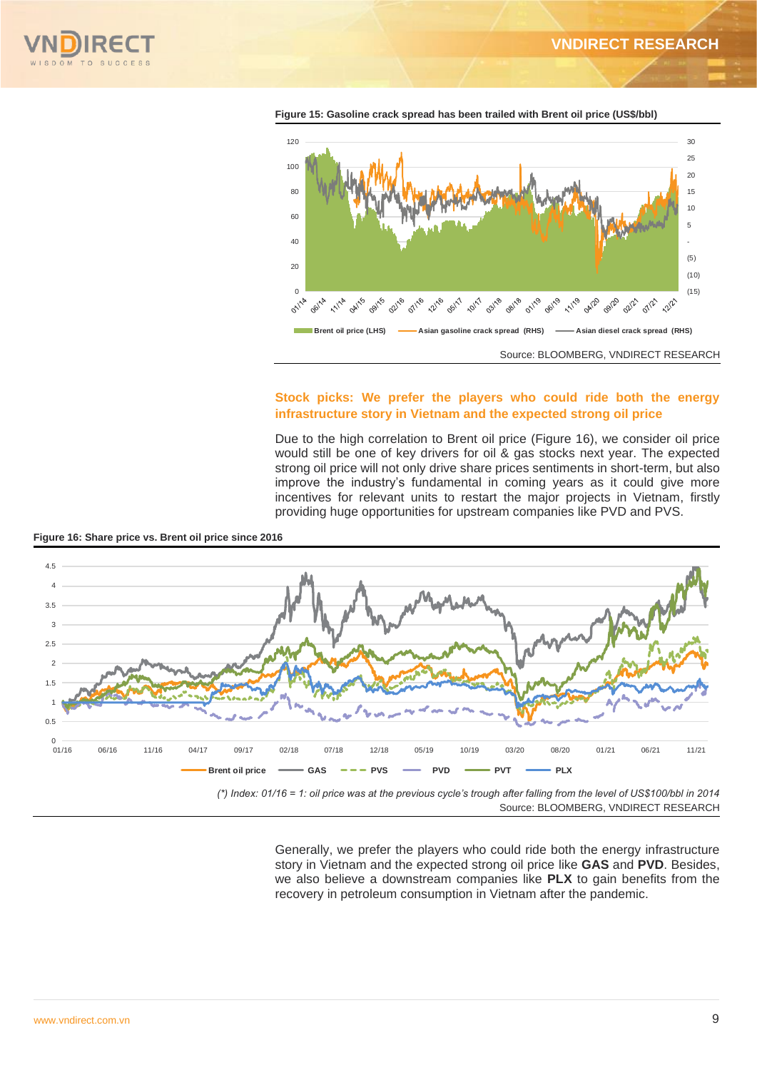**Figure 15: Gasoline crack spread has been trailed with Brent oil price (US$/bbl)**

Source: BLOOMBERG, VNDIRECT RESEARCH

## Stock picks: We prefer the players who could ride both the energy infrastructure story in Vietnam and the expected strong oil price

Due to the high correlation to Brent oil price (Figure 16), we consider oil price would still be one of key drivers for oil & gas stocks next year. The expected strong oil price will not only drive share prices sentiments in short-term, but also improve the industry's fundamental in coming years as it could give more incentives for relevant units to restart the major projects in Vietnam, firstly providing huge opportunities for upstream companies like PVD and PVS.

**Figure 16: Share price vs. Brent oil price since 2016**

*(\*) Index: 01/16 = 1: oil price was at the previous cycle's trough after falling from the level of US$100/bbl in 2014*

Source: BLOOMBERG, VNDIRECT RESEARCH

Generally, we prefer the players who could ride both the energy infrastructure story in Vietnam and the expected strong oil price like **GAS** and **PVD**. Besides, we also believe a downstream companies like **PLX** to gain benefits from the recovery in petroleum consumption in Vietnam after the pandemic.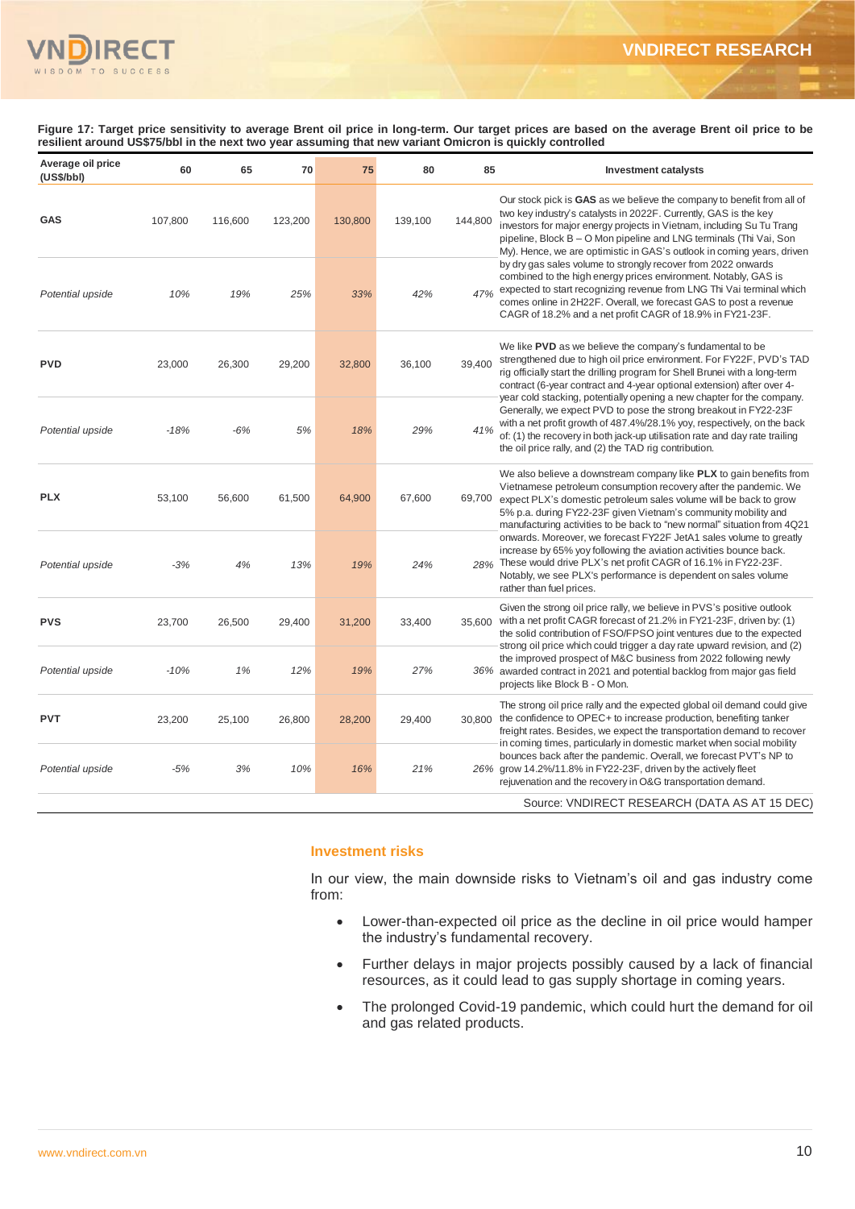**Figure 17: Target price sensitivity to average Brent oil price in long-term. Our target prices are based on the average Brent oil price to be resilient around US$75/bbl in the next two year assuming that new variant Omicron is quickly controlled**

| Average oil price (US$/bbl) | 60 | 65 | 70 | 75 | 80 | 85 | Investment catalysts |
|---|---|---|---|---|---|---|---|
| **GAS** | 107,800 | 116,600 | 123,200 | 130,800 | 139,100 | 144,800 | Our stock pick is **GAS** as we believe the company to benefit from all of two key industry's catalysts in 2022F. Currently, GAS is the key investors for major energy projects in Vietnam, including Su Tu Trang pipeline, Block B – O Mon pipeline and LNG terminals (Thi Vai, Son My). Hence, we are optimistic in GAS's outlook in coming years, driven by dry gas sales volume to strongly recover from 2022 onwards combined to the high energy prices environment. Notably, GAS is expected to start recognizing revenue from LNG Thi Vai terminal which comes online in 2H22F. Overall, we forecast GAS to post a revenue CAGR of 18.2% and a net profit CAGR of 18.9% in FY21-23F. |
| *Potential upside* | *10%* | *19%* | *25%* | *33%* | *42%* | *47%* | |
| **PVD** | 23,000 | 26,300 | 29,200 | 32,800 | 36,100 | 39,400 | We like **PVD** as we believe the company's fundamental to be strengthened due to high oil price environment. For FY22F, PVD's TAD rig officially start the drilling program for Shell Brunei with a long-term contract (6-year contract and 4-year optional extension) after over 4-year cold stacking, potentially opening a new chapter for the company. Generally, we expect PVD to pose the strong breakout in FY22-23F with a net profit growth of 487.4%/28.1% yoy, respectively, on the back of: (1) the recovery in both jack-up utilisation rate and day rate trailing the oil price rally, and (2) the TAD rig contribution. |
| *Potential upside* | *-18%* | *-6%* | *5%* | *18%* | *29%* | *41%* | |
| **PLX** | 53,100 | 56,600 | 61,500 | 64,900 | 67,600 | 69,700 | We also believe a downstream company like **PLX** to gain benefits from Vietnamese petroleum consumption recovery after the pandemic. We expect PLX's domestic petroleum sales volume will be back to grow 5% p.a. during FY22-23F given Vietnam's community mobility and manufacturing activities to be back to "new normal" situation from 4Q21 onwards. Moreover, we forecast FY22F JetA1 sales volume to greatly increase by 65% yoy following the aviation activities bounce back. These would drive PLX's net profit CAGR of 16.1% in FY22-23F. Notably, we see PLX's performance is dependent on sales volume rather than fuel prices. |
| *Potential upside* | *-3%* | *4%* | *13%* | *19%* | *24%* | *28%* | |
| **PVS** | 23,700 | 26,500 | 29,400 | 31,200 | 33,400 | 35,600 | Given the strong oil price rally, we believe in PVS's positive outlook with a net profit CAGR forecast of 21.2% in FY21-23F, driven by: (1) the solid contribution of FSO/FPSO joint ventures due to the expected strong oil price which could trigger a day rate upward revision, and (2) the improved prospect of M&C business from 2022 following newly awarded contract in 2021 and potential backlog from major gas field projects like Block B - O Mon. |
| *Potential upside* | *-10%* | *1%* | *12%* | *19%* | *27%* | *36%* | |
| **PVT** | 23,200 | 25,100 | 26,800 | 28,200 | 29,400 | 30,800 | The strong oil price rally and the expected global oil demand could give the confidence to OPEC+ to increase production, benefiting tanker freight rates. Besides, we expect the transportation demand to recover in coming times, particularly in domestic market when social mobility bounces back after the pandemic. Overall, we forecast PVT's NP to grow 14.2%/11.8% in FY22-23F, driven by the actively fleet rejuvenation and the recovery in O&G transportation demand. |
| *Potential upside* | *-5%* | *3%* | *10%* | *16%* | *21%* | *26%* | |

Source: VNDIRECT RESEARCH (DATA AS AT 15 DEC)

## Investment risks

In our view, the main downside risks to Vietnam's oil and gas industry come from:

- Lower-than-expected oil price as the decline in oil price would hamper the industry's fundamental recovery.
- Further delays in major projects possibly caused by a lack of financial resources, as it could lead to gas supply shortage in coming years.
- The prolonged Covid-19 pandemic, which could hurt the demand for oil and gas related products.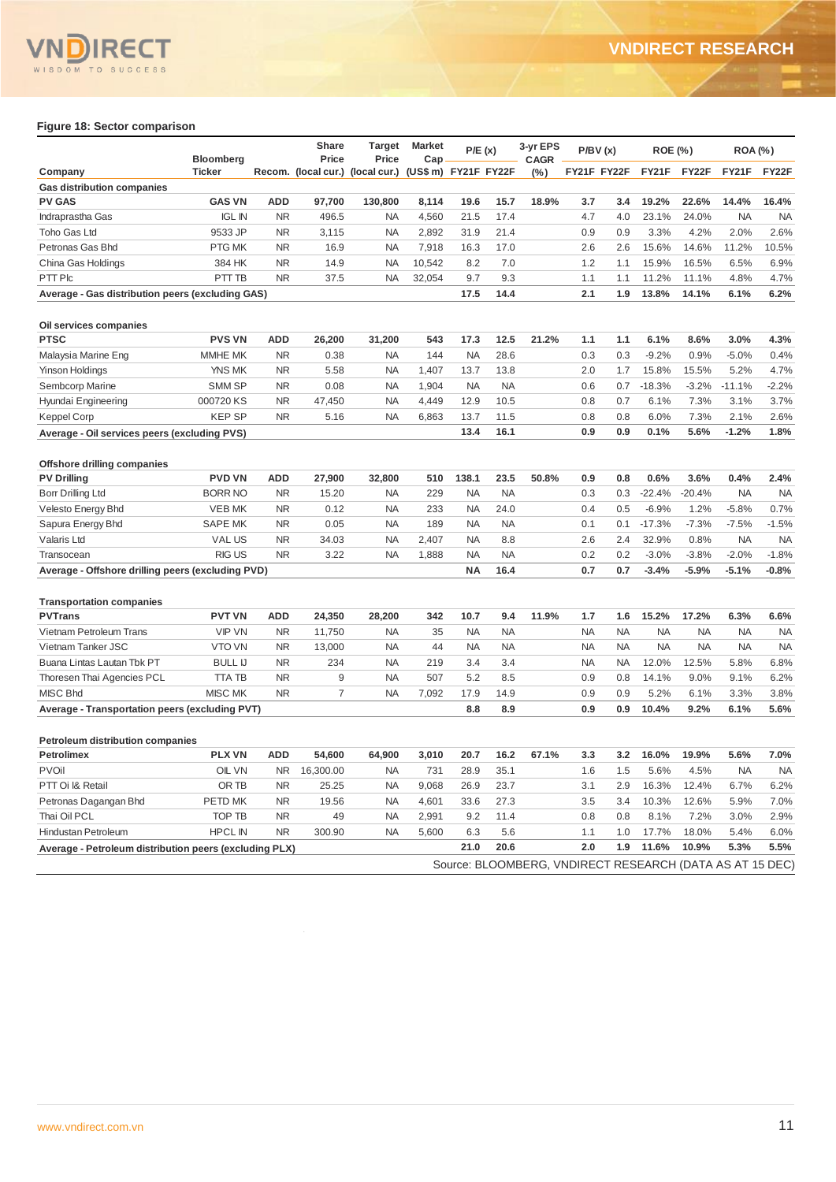**Figure 18: Sector comparison**

| Company | Bloomberg Ticker | Recom. | Share Price (local cur.) | Target Price (local cur.) | Market Cap (US$ m) | P/E (x) FY21F | P/E (x) FY22F | 3-yr EPS CAGR (%) | P/BV (x) FY21F | P/BV (x) FY22F | ROE (%) FY21F | ROE (%) FY22F | ROA (%) FY21F | ROA (%) FY22F |
|---|---|---|---|---|---|---|---|---|---|---|---|---|---|---|
| **Gas distribution companies** | | | | | | | | | | | | | | |
| **PV GAS** | **GAS VN** | **ADD** | **97,700** | **130,800** | **8,114** | **19.6** | **15.7** | **18.9%** | **3.7** | **3.4** | **19.2%** | **22.6%** | **14.4%** | **16.4%** |
| Indraprastha Gas | IGL IN | NR | 496.5 | NA | 4,560 | 21.5 | 17.4 | | 4.7 | 4.0 | 23.1% | 24.0% | NA | NA |
| Toho Gas Ltd | 9533 JP | NR | 3,115 | NA | 2,892 | 31.9 | 21.4 | | 0.9 | 0.9 | 3.3% | 4.2% | 2.0% | 2.6% |
| Petronas Gas Bhd | PTG MK | NR | 16.9 | NA | 7,918 | 16.3 | 17.0 | | 2.6 | 2.6 | 15.6% | 14.6% | 11.2% | 10.5% |
| China Gas Holdings | 384 HK | NR | 14.9 | NA | 10,542 | 8.2 | 7.0 | | 1.2 | 1.1 | 15.9% | 16.5% | 6.5% | 6.9% |
| PTT Plc | PTT TB | NR | 37.5 | NA | 32,054 | 9.7 | 9.3 | | 1.1 | 1.1 | 11.2% | 11.1% | 4.8% | 4.7% |
| **Average - Gas distribution peers (excluding GAS)** | | | | | | **17.5** | **14.4** | | **2.1** | **1.9** | **13.8%** | **14.1%** | **6.1%** | **6.2%** |
| **Oil services companies** | | | | | | | | | | | | | | |
| **PTSC** | **PVS VN** | **ADD** | **26,200** | **31,200** | **543** | **17.3** | **12.5** | **21.2%** | **1.1** | **1.1** | **6.1%** | **8.6%** | **3.0%** | **4.3%** |
| Malaysia Marine Eng | MMHE MK | NR | 0.38 | NA | 144 | NA | 28.6 | | 0.3 | 0.3 | -9.2% | 0.9% | -5.0% | 0.4% |
| Yinson Holdings | YNS MK | NR | 5.58 | NA | 1,407 | 13.7 | 13.8 | | 2.0 | 1.7 | 15.8% | 15.5% | 5.2% | 4.7% |
| Sembcorp Marine | SMM SP | NR | 0.08 | NA | 1,904 | NA | NA | | 0.6 | 0.7 | -18.3% | -3.2% | -11.1% | -2.2% |
| Hyundai Engineering | 000720 KS | NR | 47,450 | NA | 4,449 | 12.9 | 10.5 | | 0.8 | 0.7 | 6.1% | 7.3% | 3.1% | 3.7% |
| Keppel Corp | KEP SP | NR | 5.16 | NA | 6,863 | 13.7 | 11.5 | | 0.8 | 0.8 | 6.0% | 7.3% | 2.1% | 2.6% |
| **Average - Oil services peers (excluding PVS)** | | | | | | **13.4** | **16.1** | | **0.9** | **0.9** | **0.1%** | **5.6%** | **-1.2%** | **1.8%** |
| **Offshore drilling companies** | | | | | | | | | | | | | | |
| **PV Drilling** | **PVD VN** | **ADD** | **27,900** | **32,800** | **510** | **138.1** | **23.5** | **50.8%** | **0.9** | **0.8** | **0.6%** | **3.6%** | **0.4%** | **2.4%** |
| Borr Drilling Ltd | BORR NO | NR | 15.20 | NA | 229 | NA | NA | | 0.3 | 0.3 | -22.4% | -20.4% | NA | NA |
| Velesto Energy Bhd | VEB MK | NR | 0.12 | NA | 233 | NA | 24.0 | | 0.4 | 0.5 | -6.9% | 1.2% | -5.8% | 0.7% |
| Sapura Energy Bhd | SAPE MK | NR | 0.05 | NA | 189 | NA | NA | | 0.1 | 0.1 | -17.3% | -7.3% | -7.5% | -1.5% |
| Valaris Ltd | VAL US | NR | 34.03 | NA | 2,407 | NA | 8.8 | | 2.6 | 2.4 | 32.9% | 0.8% | NA | NA |
| Transocean | RIG US | NR | 3.22 | NA | 1,888 | NA | NA | | 0.2 | 0.2 | -3.0% | -3.8% | -2.0% | -1.8% |
| **Average - Offshore drilling peers (excluding PVD)** | | | | | | **NA** | **16.4** | | **0.7** | **0.7** | **-3.4%** | **-5.9%** | **-5.1%** | **-0.8%** |
| **Transportation companies** | | | | | | | | | | | | | | |
| **PVTrans** | **PVT VN** | **ADD** | **24,350** | **28,200** | **342** | **10.7** | **9.4** | **11.9%** | **1.7** | **1.6** | **15.2%** | **17.2%** | **6.3%** | **6.6%** |
| Vietnam Petroleum Trans | VIP VN | NR | 11,750 | NA | 35 | NA | NA | | NA | NA | NA | NA | NA | NA |
| Vietnam Tanker JSC | VTO VN | NR | 13,000 | NA | 44 | NA | NA | | NA | NA | NA | NA | NA | NA |
| Buana Lintas Lautan Tbk PT | BULL IJ | NR | 234 | NA | 219 | 3.4 | 3.4 | | NA | NA | 12.0% | 12.5% | 5.8% | 6.8% |
| Thoresen Thai Agencies PCL | TTA TB | NR | 9 | NA | 507 | 5.2 | 8.5 | | 0.9 | 0.8 | 14.1% | 9.0% | 9.1% | 6.2% |
| MISC Bhd | MISC MK | NR | 7 | NA | 7,092 | 17.9 | 14.9 | | 0.9 | 0.9 | 5.2% | 6.1% | 3.3% | 3.8% |
| **Average - Transportation peers (excluding PVT)** | | | | | | **8.8** | **8.9** | | **0.9** | **0.9** | **10.4%** | **9.2%** | **6.1%** | **5.6%** |
| **Petroleum distribution companies** | | | | | | | | | | | | | | |
| **Petrolimex** | **PLX VN** | **ADD** | **54,600** | **64,900** | **3,010** | **20.7** | **16.2** | **67.1%** | **3.3** | **3.2** | **16.0%** | **19.9%** | **5.6%** | **7.0%** |
| PVOil | OIL VN | NR | 16,300.00 | NA | 731 | 28.9 | 35.1 | | 1.6 | 1.5 | 5.6% | 4.5% | NA | NA |
| PTT Oi l& Retail | OR TB | NR | 25.25 | NA | 9,068 | 26.9 | 23.7 | | 3.1 | 2.9 | 16.3% | 12.4% | 6.7% | 6.2% |
| Petronas Dagangan Bhd | PETD MK | NR | 19.56 | NA | 4,601 | 33.6 | 27.3 | | 3.5 | 3.4 | 10.3% | 12.6% | 5.9% | 7.0% |
| Thai Oil PCL | TOP TB | NR | 49 | NA | 2,991 | 9.2 | 11.4 | | 0.8 | 0.8 | 8.1% | 7.2% | 3.0% | 2.9% |
| Hindustan Petroleum | HPCL IN | NR | 300.90 | NA | 5,600 | 6.3 | 5.6 | | 1.1 | 1.0 | 17.7% | 18.0% | 5.4% | 6.0% |
| **Average - Petroleum distribution peers (excluding PLX)** | | | | | | **21.0** | **20.6** | | **2.0** | **1.9** | **11.6%** | **10.9%** | **5.3%** | **5.5%** |

Source: BLOOMBERG, VNDIRECT RESEARCH (DATA AS AT 15 DEC)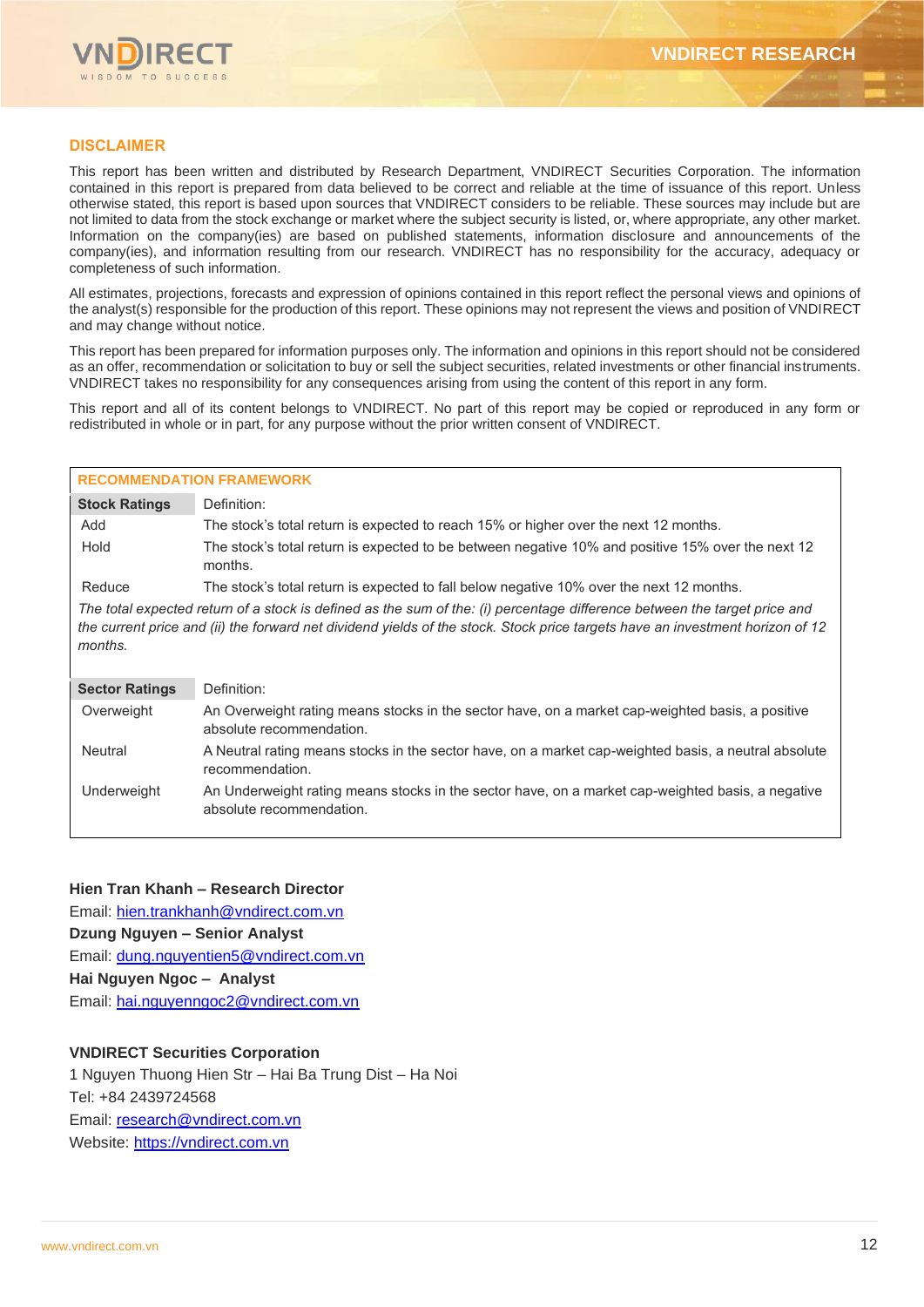## DISCLAIMER

This report has been written and distributed by Research Department, VNDIRECT Securities Corporation. The information contained in this report is prepared from data believed to be correct and reliable at the time of issuance of this report. Unless otherwise stated, this report is based upon sources that VNDIRECT considers to be reliable. These sources may include but are not limited to data from the stock exchange or market where the subject security is listed, or, where appropriate, any other market. Information on the company(ies) are based on published statements, information disclosure and announcements of the company(ies), and information resulting from our research. VNDIRECT has no responsibility for the accuracy, adequacy or completeness of such information.

All estimates, projections, forecasts and expression of opinions contained in this report reflect the personal views and opinions of the analyst(s) responsible for the production of this report. These opinions may not represent the views and position of VNDIRECT and may change without notice.

This report has been prepared for information purposes only. The information and opinions in this report should not be considered as an offer, recommendation or solicitation to buy or sell the subject securities, related investments or other financial instruments. VNDIRECT takes no responsibility for any consequences arising from using the content of this report in any form.

This report and all of its content belongs to VNDIRECT. No part of this report may be copied or reproduced in any form or redistributed in whole or in part, for any purpose without the prior written consent of VNDIRECT.

### RECOMMENDATION FRAMEWORK

| **Stock Ratings** | Definition: |
|---|---|
| Add | The stock's total return is expected to reach 15% or higher over the next 12 months. |
| Hold | The stock's total return is expected to be between negative 10% and positive 15% over the next 12 months. |
| Reduce | The stock's total return is expected to fall below negative 10% over the next 12 months. |

*The total expected return of a stock is defined as the sum of the: (i) percentage difference between the target price and the current price and (ii) the forward net dividend yields of the stock. Stock price targets have an investment horizon of 12 months.*

| **Sector Ratings** | Definition: |
|---|---|
| Overweight | An Overweight rating means stocks in the sector have, on a market cap-weighted basis, a positive absolute recommendation. |
| Neutral | A Neutral rating means stocks in the sector have, on a market cap-weighted basis, a neutral absolute recommendation. |
| Underweight | An Underweight rating means stocks in the sector have, on a market cap-weighted basis, a negative absolute recommendation. |

**Hien Tran Khanh – Research Director**
Email: hien.trankhanh@vndirect.com.vn
**Dzung Nguyen – Senior Analyst**
Email: dung.nguyentien5@vndirect.com.vn
**Hai Nguyen Ngoc – Analyst**
Email: hai.nguyenngoc2@vndirect.com.vn

**VNDIRECT Securities Corporation**
1 Nguyen Thuong Hien Str – Hai Ba Trung Dist – Ha Noi
Tel: +84 2439724568
Email: research@vndirect.com.vn
Website: https://vndirect.com.vn